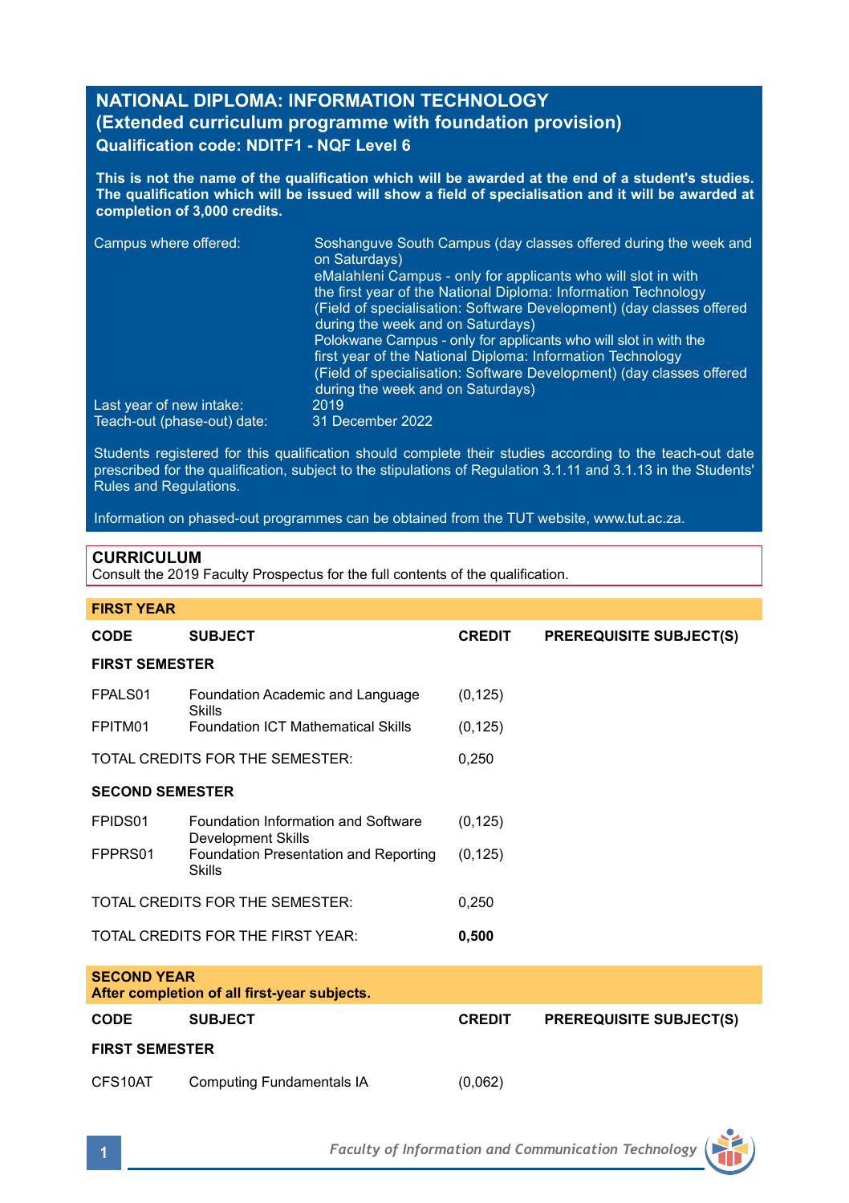# NATIONAL DIPLOMA: INFORMATION TECHNOLOGY
## (Extended curriculum programme with foundation provision)
### Qualification code: NDITF1 - NQF Level 6

**This is not the name of the qualification which will be awarded at the end of a student's studies. The qualification which will be issued will show a field of specialisation and it will be awarded at completion of 3,000 credits.**

| | |
|---|---|
| Campus where offered: | Soshanguve South Campus (day classes offered during the week and on Saturdays)<br>eMalahleni Campus - only for applicants who will slot in with the first year of the National Diploma: Information Technology (Field of specialisation: Software Development) (day classes offered during the week and on Saturdays)<br>Polokwane Campus - only for applicants who will slot in with the first year of the National Diploma: Information Technology (Field of specialisation: Software Development) (day classes offered during the week and on Saturdays) |
| Last year of new intake: | 2019 |
| Teach-out (phase-out) date: | 31 December 2022 |

Students registered for this qualification should complete their studies according to the teach-out date prescribed for the qualification, subject to the stipulations of Regulation 3.1.11 and 3.1.13 in the Students' Rules and Regulations.

Information on phased-out programmes can be obtained from the TUT website, www.tut.ac.za.

## CURRICULUM
Consult the 2019 Faculty Prospectus for the full contents of the qualification.

### FIRST YEAR

| CODE | SUBJECT | CREDIT | PREREQUISITE SUBJECT(S) |
|---|---|---|---|
| **FIRST SEMESTER** | | | |
| FPALS01 | Foundation Academic and Language Skills | (0,125) | |
| FPITM01 | Foundation ICT Mathematical Skills | (0,125) | |
| TOTAL CREDITS FOR THE SEMESTER: | | 0,250 | |
| **SECOND SEMESTER** | | | |
| FPIDS01 | Foundation Information and Software Development Skills | (0,125) | |
| FPPRS01 | Foundation Presentation and Reporting Skills | (0,125) | |
| TOTAL CREDITS FOR THE SEMESTER: | | 0,250 | |
| TOTAL CREDITS FOR THE FIRST YEAR: | | **0,500** | |

### SECOND YEAR
**After completion of all first-year subjects.**

| CODE | SUBJECT | CREDIT | PREREQUISITE SUBJECT(S) |
|---|---|---|---|
| **FIRST SEMESTER** | | | |
| CFS10AT | Computing Fundamentals IA | (0,062) | |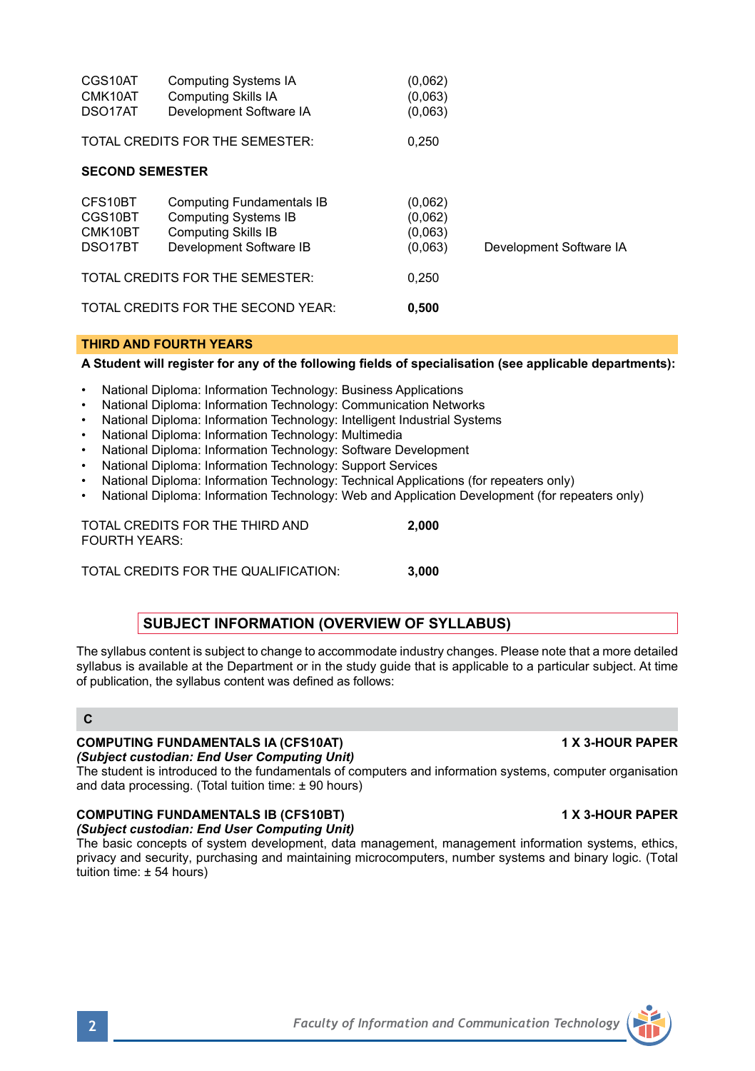| | | | |
|---|---|---|---|
| CGS10AT | Computing Systems IA | (0,062) | |
| CMK10AT | Computing Skills IA | (0,063) | |
| DSO17AT | Development Software IA | (0,063) | |

TOTAL CREDITS FOR THE SEMESTER: 0,250

**SECOND SEMESTER**

| | | | |
|---|---|---|---|
| CFS10BT | Computing Fundamentals IB | (0,062) | |
| CGS10BT | Computing Systems IB | (0,062) | |
| CMK10BT | Computing Skills IB | (0,063) | |
| DSO17BT | Development Software IB | (0,063) | Development Software IA |

TOTAL CREDITS FOR THE SEMESTER: 0,250

TOTAL CREDITS FOR THE SECOND YEAR: **0,500**

## THIRD AND FOURTH YEARS

**A Student will register for any of the following fields of specialisation (see applicable departments):**

- National Diploma: Information Technology: Business Applications
- National Diploma: Information Technology: Communication Networks
- National Diploma: Information Technology: Intelligent Industrial Systems
- National Diploma: Information Technology: Multimedia
- National Diploma: Information Technology: Software Development
- National Diploma: Information Technology: Support Services
- National Diploma: Information Technology: Technical Applications (for repeaters only)
- National Diploma: Information Technology: Web and Application Development (for repeaters only)

TOTAL CREDITS FOR THE THIRD AND FOURTH YEARS: **2,000**

TOTAL CREDITS FOR THE QUALIFICATION: **3,000**

## SUBJECT INFORMATION (OVERVIEW OF SYLLABUS)

The syllabus content is subject to change to accommodate industry changes. Please note that a more detailed syllabus is available at the Department or in the study guide that is applicable to a particular subject. At time of publication, the syllabus content was defined as follows:

### C

**COMPUTING FUNDAMENTALS IA (CFS10AT)** — **1 X 3-HOUR PAPER**
***(Subject custodian: End User Computing Unit)***
The student is introduced to the fundamentals of computers and information systems, computer organisation and data processing. (Total tuition time: ± 90 hours)

**COMPUTING FUNDAMENTALS IB (CFS10BT)** — **1 X 3-HOUR PAPER**
***(Subject custodian: End User Computing Unit)***
The basic concepts of system development, data management, management information systems, ethics, privacy and security, purchasing and maintaining microcomputers, number systems and binary logic. (Total tuition time: ± 54 hours)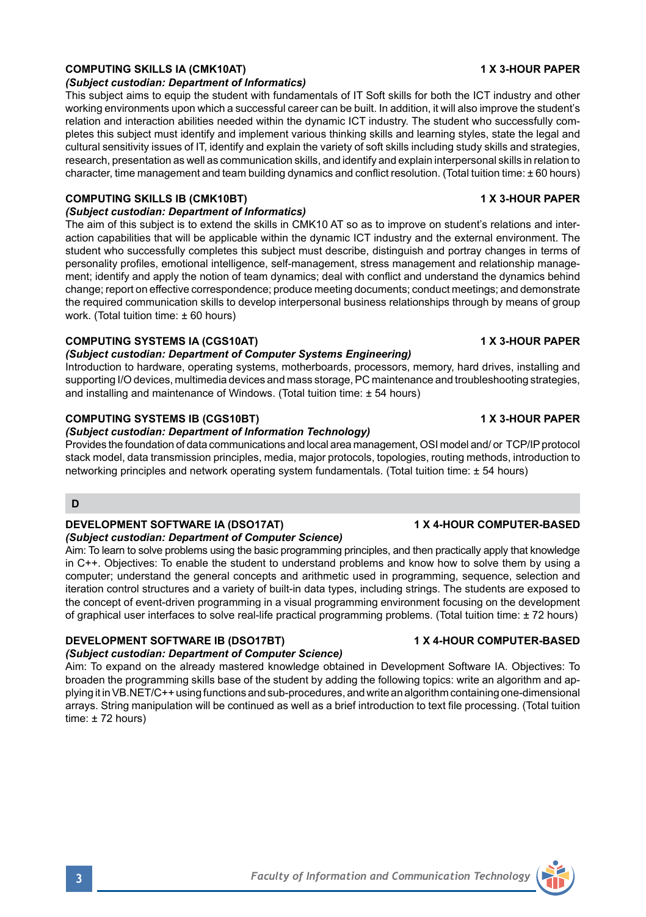**COMPUTING SKILLS IA (CMK10AT)** **1 X 3-HOUR PAPER**

***(Subject custodian: Department of Informatics)***

This subject aims to equip the student with fundamentals of IT Soft skills for both the ICT industry and other working environments upon which a successful career can be built. In addition, it will also improve the student's relation and interaction abilities needed within the dynamic ICT industry. The student who successfully completes this subject must identify and implement various thinking skills and learning styles, state the legal and cultural sensitivity issues of IT, identify and explain the variety of soft skills including study skills and strategies, research, presentation as well as communication skills, and identify and explain interpersonal skills in relation to character, time management and team building dynamics and conflict resolution. (Total tuition time: ± 60 hours)

**COMPUTING SKILLS IB (CMK10BT)** **1 X 3-HOUR PAPER**

***(Subject custodian: Department of Informatics)***

The aim of this subject is to extend the skills in CMK10 AT so as to improve on student's relations and interaction capabilities that will be applicable within the dynamic ICT industry and the external environment. The student who successfully completes this subject must describe, distinguish and portray changes in terms of personality profiles, emotional intelligence, self-management, stress management and relationship management; identify and apply the notion of team dynamics; deal with conflict and understand the dynamics behind change; report on effective correspondence; produce meeting documents; conduct meetings; and demonstrate the required communication skills to develop interpersonal business relationships through by means of group work. (Total tuition time: ± 60 hours)

**COMPUTING SYSTEMS IA (CGS10AT)** **1 X 3-HOUR PAPER**

***(Subject custodian: Department of Computer Systems Engineering)***

Introduction to hardware, operating systems, motherboards, processors, memory, hard drives, installing and supporting I/O devices, multimedia devices and mass storage, PC maintenance and troubleshooting strategies, and installing and maintenance of Windows. (Total tuition time: ± 54 hours)

**COMPUTING SYSTEMS IB (CGS10BT)** **1 X 3-HOUR PAPER**

***(Subject custodian: Department of Information Technology)***

Provides the foundation of data communications and local area management, OSI model and/ or TCP/IP protocol stack model, data transmission principles, media, major protocols, topologies, routing methods, introduction to networking principles and network operating system fundamentals. (Total tuition time: ± 54 hours)

## D

**DEVELOPMENT SOFTWARE IA (DSO17AT)** **1 X 4-HOUR COMPUTER-BASED**

***(Subject custodian: Department of Computer Science)***

Aim: To learn to solve problems using the basic programming principles, and then practically apply that knowledge in C++. Objectives: To enable the student to understand problems and know how to solve them by using a computer; understand the general concepts and arithmetic used in programming, sequence, selection and iteration control structures and a variety of built-in data types, including strings. The students are exposed to the concept of event-driven programming in a visual programming environment focusing on the development of graphical user interfaces to solve real-life practical programming problems. (Total tuition time: ± 72 hours)

**DEVELOPMENT SOFTWARE IB (DSO17BT)** **1 X 4-HOUR COMPUTER-BASED**

***(Subject custodian: Department of Computer Science)***

Aim: To expand on the already mastered knowledge obtained in Development Software IA. Objectives: To broaden the programming skills base of the student by adding the following topics: write an algorithm and applying it in VB.NET/C++ using functions and sub-procedures, and write an algorithm containing one-dimensional arrays. String manipulation will be continued as well as a brief introduction to text file processing. (Total tuition time: ± 72 hours)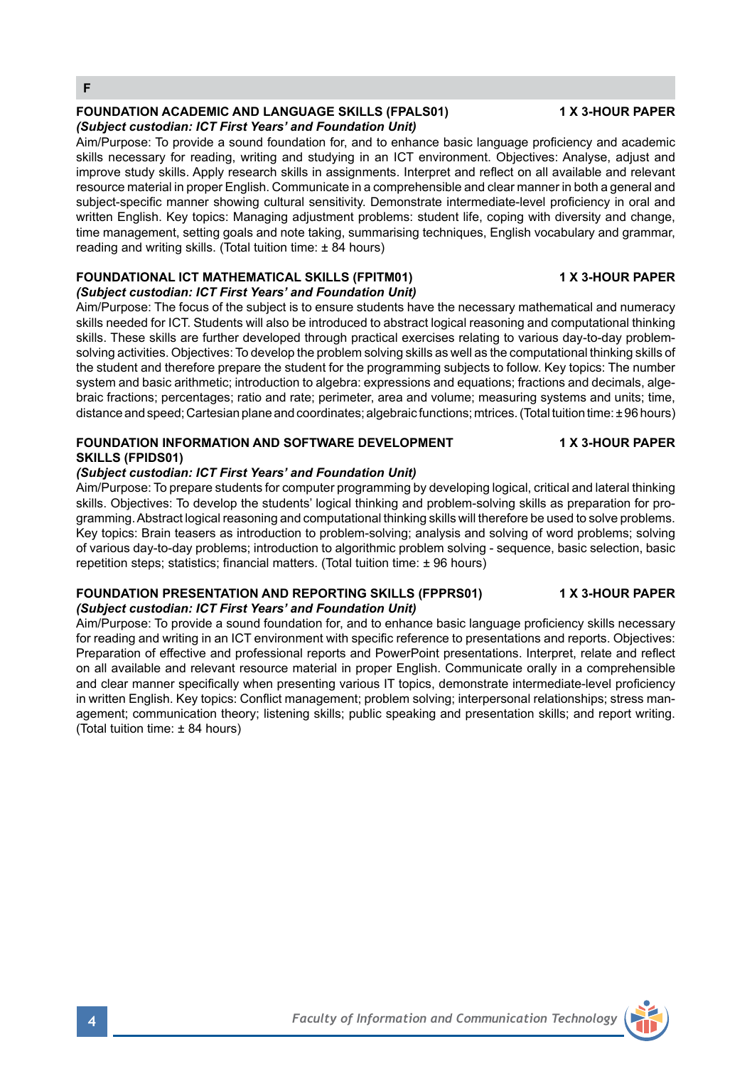## F

### FOUNDATION ACADEMIC AND LANGUAGE SKILLS (FPALS01) — 1 X 3-HOUR PAPER

***(Subject custodian: ICT First Years' and Foundation Unit)***

Aim/Purpose: To provide a sound foundation for, and to enhance basic language proficiency and academic skills necessary for reading, writing and studying in an ICT environment. Objectives: Analyse, adjust and improve study skills. Apply research skills in assignments. Interpret and reflect on all available and relevant resource material in proper English. Communicate in a comprehensible and clear manner in both a general and subject-specific manner showing cultural sensitivity. Demonstrate intermediate-level proficiency in oral and written English. Key topics: Managing adjustment problems: student life, coping with diversity and change, time management, setting goals and note taking, summarising techniques, English vocabulary and grammar, reading and writing skills. (Total tuition time: ± 84 hours)

### FOUNDATIONAL ICT MATHEMATICAL SKILLS (FPITM01) — 1 X 3-HOUR PAPER

***(Subject custodian: ICT First Years' and Foundation Unit)***

Aim/Purpose: The focus of the subject is to ensure students have the necessary mathematical and numeracy skills needed for ICT. Students will also be introduced to abstract logical reasoning and computational thinking skills. These skills are further developed through practical exercises relating to various day-to-day problem-solving activities. Objectives: To develop the problem solving skills as well as the computational thinking skills of the student and therefore prepare the student for the programming subjects to follow. Key topics: The number system and basic arithmetic; introduction to algebra: expressions and equations; fractions and decimals, algebraic fractions; percentages; ratio and rate; perimeter, area and volume; measuring systems and units; time, distance and speed; Cartesian plane and coordinates; algebraic functions; mtrices. (Total tuition time: ± 96 hours)

### FOUNDATION INFORMATION AND SOFTWARE DEVELOPMENT SKILLS (FPIDS01) — 1 X 3-HOUR PAPER

***(Subject custodian: ICT First Years' and Foundation Unit)***

Aim/Purpose: To prepare students for computer programming by developing logical, critical and lateral thinking skills. Objectives: To develop the students' logical thinking and problem-solving skills as preparation for programming. Abstract logical reasoning and computational thinking skills will therefore be used to solve problems. Key topics: Brain teasers as introduction to problem-solving; analysis and solving of word problems; solving of various day-to-day problems; introduction to algorithmic problem solving - sequence, basic selection, basic repetition steps; statistics; financial matters. (Total tuition time: ± 96 hours)

### FOUNDATION PRESENTATION AND REPORTING SKILLS (FPPRS01) — 1 X 3-HOUR PAPER

***(Subject custodian: ICT First Years' and Foundation Unit)***

Aim/Purpose: To provide a sound foundation for, and to enhance basic language proficiency skills necessary for reading and writing in an ICT environment with specific reference to presentations and reports. Objectives: Preparation of effective and professional reports and PowerPoint presentations. Interpret, relate and reflect on all available and relevant resource material in proper English. Communicate orally in a comprehensible and clear manner specifically when presenting various IT topics, demonstrate intermediate-level proficiency in written English. Key topics: Conflict management; problem solving; interpersonal relationships; stress management; communication theory; listening skills; public speaking and presentation skills; and report writing. (Total tuition time: ± 84 hours)